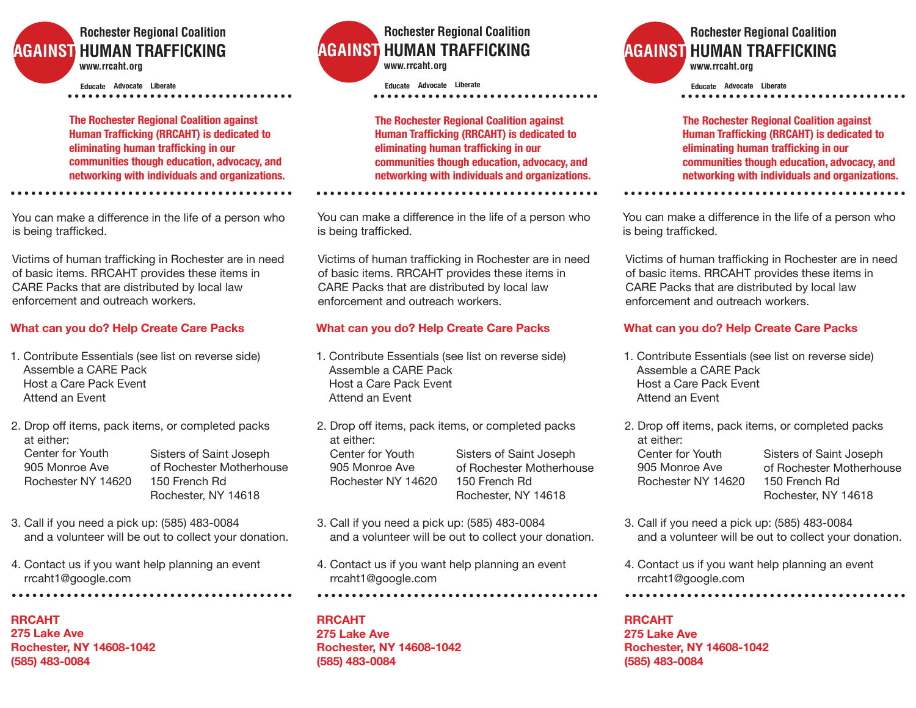# Rochester Regional Coalition AGAINST HUMAN TRAFFICKING

www.rrcaht.org

Educate Advocate Liberate

**The Rochester Regional Coalition against Human Trafficking (RRCAHT) is dedicated to eliminating human trafficking in our communities though education, advocacy, and networking with individuals and organizations.**

You can make a difference in the life of a person who is being trafficked.

Victims of human trafficking in Rochester are in need of basic items. RRCAHT provides these items in CARE Packs that are distributed by local law enforcement and outreach workers.

**What can you do? Help Create Care Packs**

1. Contribute Essentials (see list on reverse side)
   Assemble a CARE Pack
   Host a Care Pack Event
   Attend an Event

2. Drop off items, pack items, or completed packs at either:

   | Center for Youth | Sisters of Saint Joseph of Rochester Motherhouse |
   |---|---|
   | 905 Monroe Ave | 150 French Rd |
   | Rochester NY 14620 | Rochester, NY 14618 |

3. Call if you need a pick up: (585) 483-0084
   and a volunteer will be out to collect your donation.

4. Contact us if you want help planning an event
   rrcaht1@google.com

**RRCAHT**
**275 Lake Ave**
**Rochester, NY 14608-1042**
**(585) 483-0084**

---

# Rochester Regional Coalition AGAINST HUMAN TRAFFICKING

www.rrcaht.org

Educate Advocate Liberate

**The Rochester Regional Coalition against Human Trafficking (RRCAHT) is dedicated to eliminating human trafficking in our communities though education, advocacy, and networking with individuals and organizations.**

You can make a difference in the life of a person who is being trafficked.

Victims of human trafficking in Rochester are in need of basic items. RRCAHT provides these items in CARE Packs that are distributed by local law enforcement and outreach workers.

**What can you do? Help Create Care Packs**

1. Contribute Essentials (see list on reverse side)
   Assemble a CARE Pack
   Host a Care Pack Event
   Attend an Event

2. Drop off items, pack items, or completed packs at either:

   | Center for Youth | Sisters of Saint Joseph of Rochester Motherhouse |
   |---|---|
   | 905 Monroe Ave | 150 French Rd |
   | Rochester NY 14620 | Rochester, NY 14618 |

3. Call if you need a pick up: (585) 483-0084
   and a volunteer will be out to collect your donation.

4. Contact us if you want help planning an event
   rrcaht1@google.com

**RRCAHT**
**275 Lake Ave**
**Rochester, NY 14608-1042**
**(585) 483-0084**

---

# Rochester Regional Coalition AGAINST HUMAN TRAFFICKING

www.rrcaht.org

Educate Advocate Liberate

**The Rochester Regional Coalition against Human Trafficking (RRCAHT) is dedicated to eliminating human trafficking in our communities though education, advocacy, and networking with individuals and organizations.**

You can make a difference in the life of a person who is being trafficked.

Victims of human trafficking in Rochester are in need of basic items. RRCAHT provides these items in CARE Packs that are distributed by local law enforcement and outreach workers.

**What can you do? Help Create Care Packs**

1. Contribute Essentials (see list on reverse side)
   Assemble a CARE Pack
   Host a Care Pack Event
   Attend an Event

2. Drop off items, pack items, or completed packs at either:

   | Center for Youth | Sisters of Saint Joseph of Rochester Motherhouse |
   |---|---|
   | 905 Monroe Ave | 150 French Rd |
   | Rochester NY 14620 | Rochester, NY 14618 |

3. Call if you need a pick up: (585) 483-0084
   and a volunteer will be out to collect your donation.

4. Contact us if you want help planning an event
   rrcaht1@google.com

**RRCAHT**
**275 Lake Ave**
**Rochester, NY 14608-1042**
**(585) 483-0084**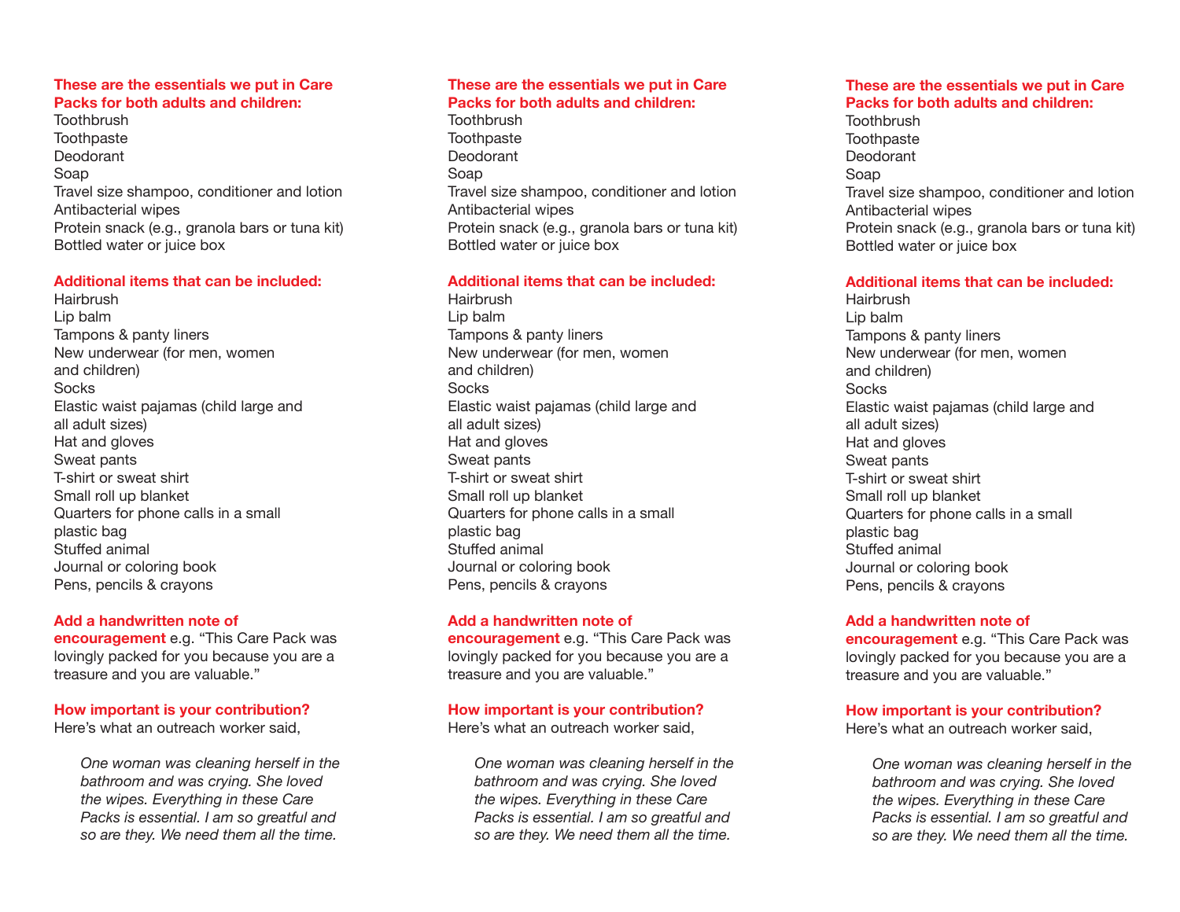**These are the essentials we put in Care Packs for both adults and children:**

Toothbrush
Toothpaste
Deodorant
Soap
Travel size shampoo, conditioner and lotion
Antibacterial wipes
Protein snack (e.g., granola bars or tuna kit)
Bottled water or juice box

**Additional items that can be included:**

Hairbrush
Lip balm
Tampons & panty liners
New underwear (for men, women and children)
Socks
Elastic waist pajamas (child large and all adult sizes)
Hat and gloves
Sweat pants
T-shirt or sweat shirt
Small roll up blanket
Quarters for phone calls in a small plastic bag
Stuffed animal
Journal or coloring book
Pens, pencils & crayons

**Add a handwritten note of encouragement** e.g. "This Care Pack was lovingly packed for you because you are a treasure and you are valuable."

**How important is your contribution?**
Here's what an outreach worker said,

> *One woman was cleaning herself in the bathroom and was crying. She loved the wipes. Everything in these Care Packs is essential. I am so greatful and so are they. We need them all the time.*

**These are the essentials we put in Care Packs for both adults and children:**

Toothbrush
Toothpaste
Deodorant
Soap
Travel size shampoo, conditioner and lotion
Antibacterial wipes
Protein snack (e.g., granola bars or tuna kit)
Bottled water or juice box

**Additional items that can be included:**

Hairbrush
Lip balm
Tampons & panty liners
New underwear (for men, women and children)
Socks
Elastic waist pajamas (child large and all adult sizes)
Hat and gloves
Sweat pants
T-shirt or sweat shirt
Small roll up blanket
Quarters for phone calls in a small plastic bag
Stuffed animal
Journal or coloring book
Pens, pencils & crayons

**Add a handwritten note of encouragement** e.g. "This Care Pack was lovingly packed for you because you are a treasure and you are valuable."

**How important is your contribution?**
Here's what an outreach worker said,

> *One woman was cleaning herself in the bathroom and was crying. She loved the wipes. Everything in these Care Packs is essential. I am so greatful and so are they. We need them all the time.*

**These are the essentials we put in Care Packs for both adults and children:**

Toothbrush
Toothpaste
Deodorant
Soap
Travel size shampoo, conditioner and lotion
Antibacterial wipes
Protein snack (e.g., granola bars or tuna kit)
Bottled water or juice box

**Additional items that can be included:**

Hairbrush
Lip balm
Tampons & panty liners
New underwear (for men, women and children)
Socks
Elastic waist pajamas (child large and all adult sizes)
Hat and gloves
Sweat pants
T-shirt or sweat shirt
Small roll up blanket
Quarters for phone calls in a small plastic bag
Stuffed animal
Journal or coloring book
Pens, pencils & crayons

**Add a handwritten note of encouragement** e.g. "This Care Pack was lovingly packed for you because you are a treasure and you are valuable."

**How important is your contribution?**
Here's what an outreach worker said,

> *One woman was cleaning herself in the bathroom and was crying. She loved the wipes. Everything in these Care Packs is essential. I am so greatful and so are they. We need them all the time.*